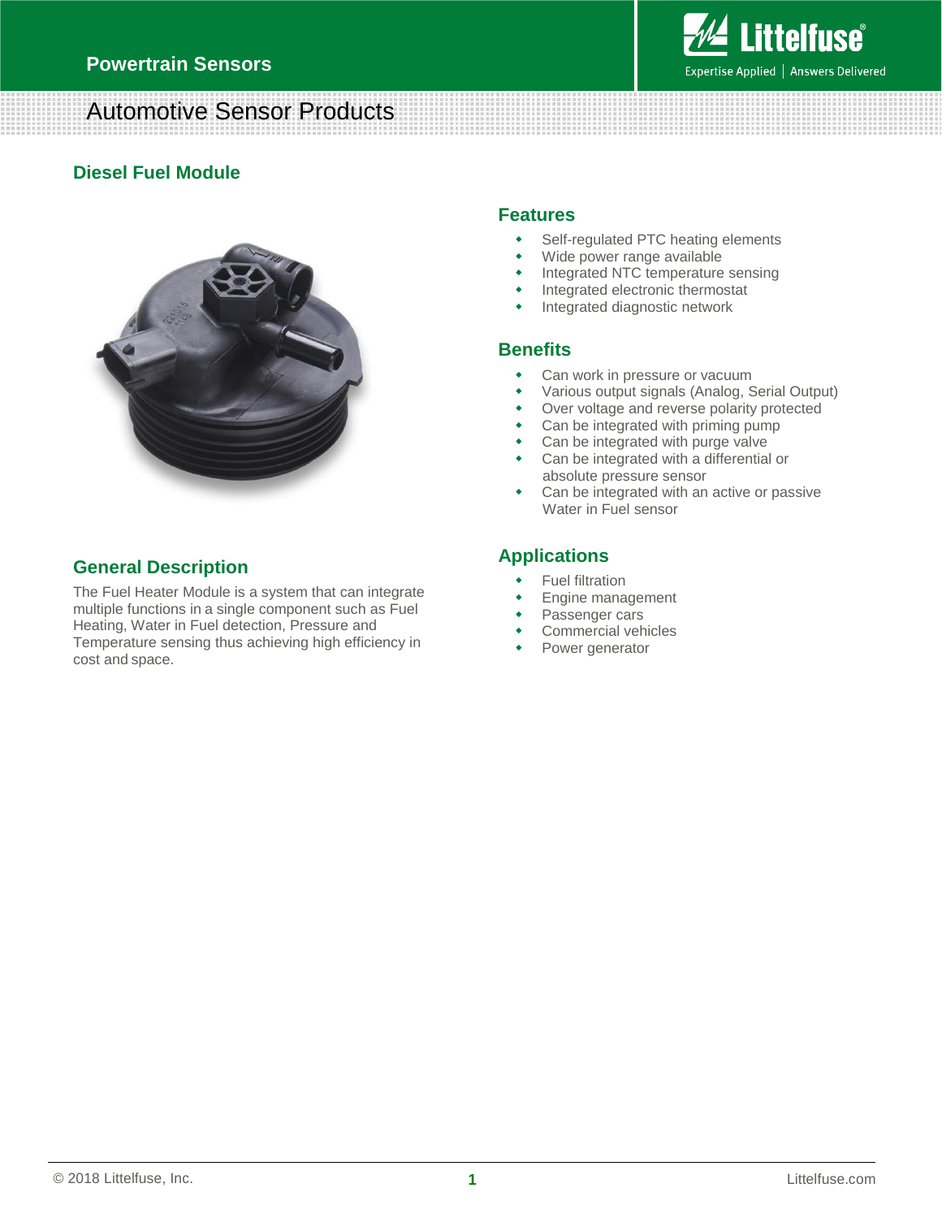Powertrain Sensors

Automotive Sensor Products

## Diesel Fuel Module

## Features

- Self-regulated PTC heating elements
- Wide power range available
- Integrated NTC temperature sensing
- Integrated electronic thermostat
- Integrated diagnostic network

## Benefits

- Can work in pressure or vacuum
- Various output signals (Analog, Serial Output)
- Over voltage and reverse polarity protected
- Can be integrated with priming pump
- Can be integrated with purge valve
- Can be integrated with a differential or absolute pressure sensor
- Can be integrated with an active or passive Water in Fuel sensor

## General Description

The Fuel Heater Module is a system that can integrate multiple functions in a single component such as Fuel Heating, Water in Fuel detection, Pressure and Temperature sensing thus achieving high efficiency in cost and space.

## Applications

- Fuel filtration
- Engine management
- Passenger cars
- Commercial vehicles
- Power generator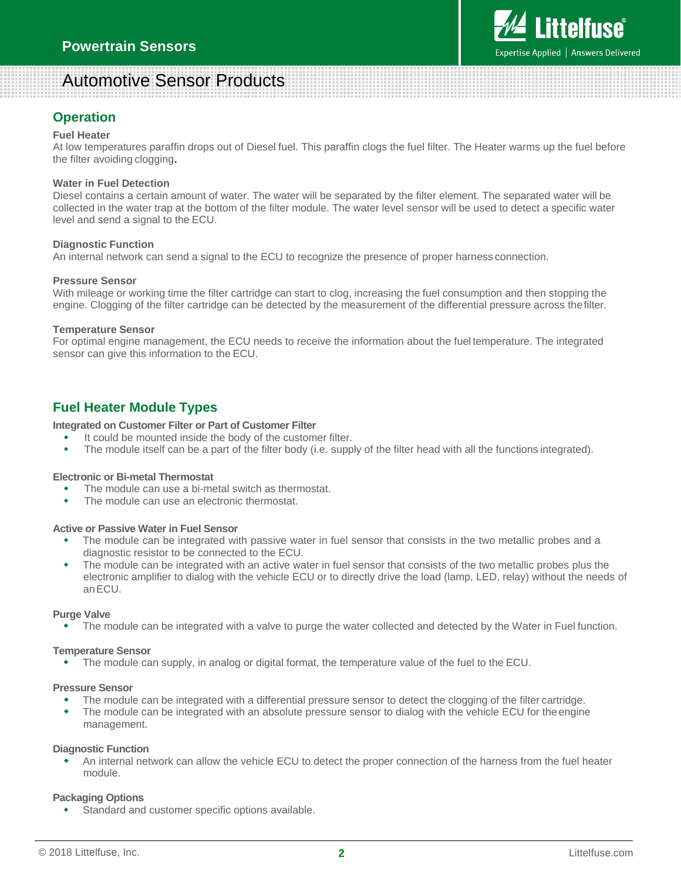## Operation

**Fuel Heater**
At low temperatures paraffin drops out of Diesel fuel. This paraffin clogs the fuel filter. The Heater warms up the fuel before the filter avoiding clogging.

**Water in Fuel Detection**
Diesel contains a certain amount of water. The water will be separated by the filter element. The separated water will be collected in the water trap at the bottom of the filter module. The water level sensor will be used to detect a specific water level and send a signal to the ECU.

**Diagnostic Function**
An internal network can send a signal to the ECU to recognize the presence of proper harness connection.

**Pressure Sensor**
With mileage or working time the filter cartridge can start to clog, increasing the fuel consumption and then stopping the engine. Clogging of the filter cartridge can be detected by the measurement of the differential pressure across the filter.

**Temperature Sensor**
For optimal engine management, the ECU needs to receive the information about the fuel temperature. The integrated sensor can give this information to the ECU.

## Fuel Heater Module Types

**Integrated on Customer Filter or Part of Customer Filter**

- It could be mounted inside the body of the customer filter.
- The module itself can be a part of the filter body (i.e. supply of the filter head with all the functions integrated).

**Electronic or Bi-metal Thermostat**

- The module can use a bi-metal switch as thermostat.
- The module can use an electronic thermostat.

**Active or Passive Water in Fuel Sensor**

- The module can be integrated with passive water in fuel sensor that consists in the two metallic probes and a diagnostic resistor to be connected to the ECU.
- The module can be integrated with an active water in fuel sensor that consists of the two metallic probes plus the electronic amplifier to dialog with the vehicle ECU or to directly drive the load (lamp, LED, relay) without the needs of an ECU.

**Purge Valve**

- The module can be integrated with a valve to purge the water collected and detected by the Water in Fuel function.

**Temperature Sensor**

- The module can supply, in analog or digital format, the temperature value of the fuel to the ECU.

**Pressure Sensor**

- The module can be integrated with a differential pressure sensor to detect the clogging of the filter cartridge.
- The module can be integrated with an absolute pressure sensor to dialog with the vehicle ECU for the engine management.

**Diagnostic Function**

- An internal network can allow the vehicle ECU to detect the proper connection of the harness from the fuel heater module.

**Packaging Options**

- Standard and customer specific options available.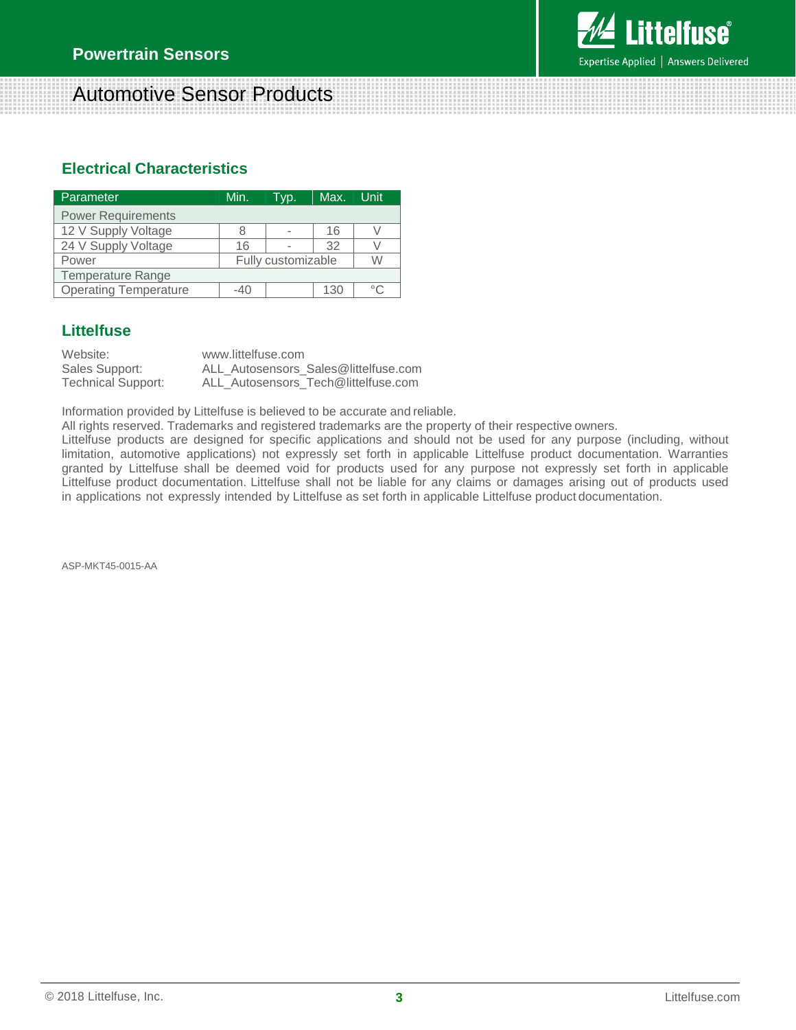## Electrical Characteristics

| Parameter | Min. | Typ. | Max. | Unit |
|---|---|---|---|---|
| Power Requirements | | | | |
| 12 V Supply Voltage | 8 | - | 16 | V |
| 24 V Supply Voltage | 16 | - | 32 | V |
| Power | Fully customizable | | | W |
| Temperature Range | | | | |
| Operating Temperature | -40 | | 130 | °C |

## Littelfuse

Website: www.littelfuse.com
Sales Support: ALL_Autosensors_Sales@littelfuse.com
Technical Support: ALL_Autosensors_Tech@littelfuse.com

Information provided by Littelfuse is believed to be accurate and reliable.
All rights reserved. Trademarks and registered trademarks are the property of their respective owners.
Littelfuse products are designed for specific applications and should not be used for any purpose (including, without limitation, automotive applications) not expressly set forth in applicable Littelfuse product documentation. Warranties granted by Littelfuse shall be deemed void for products used for any purpose not expressly set forth in applicable Littelfuse product documentation. Littelfuse shall not be liable for any claims or damages arising out of products used in applications not expressly intended by Littelfuse as set forth in applicable Littelfuse product documentation.

ASP-MKT45-0015-AA